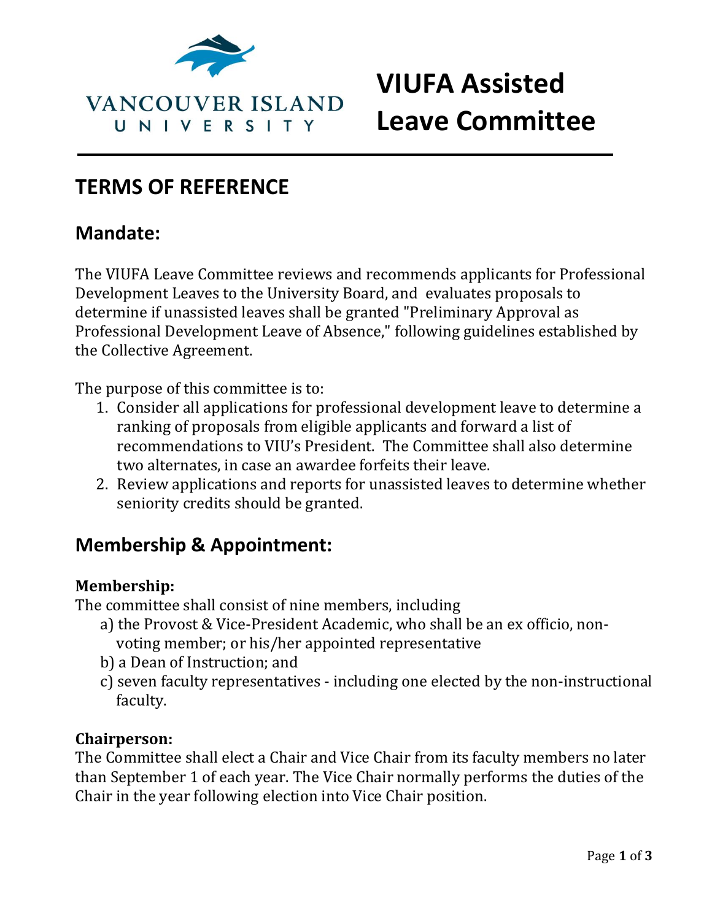# VIUFA Assisted Leave Committee

VANCOUVER ISLAND UNIVERSITY

## TERMS OF REFERENCE

## Mandate:

The VIUFA Leave Committee reviews and recommends applicants for Professional Development Leaves to the University Board, and evaluates proposals to determine if unassisted leaves shall be granted "Preliminary Approval as Professional Development Leave of Absence," following guidelines established by the Collective Agreement.

The purpose of this committee is to:

1. Consider all applications for professional development leave to determine a ranking of proposals from eligible applicants and forward a list of recommendations to VIU's President. The Committee shall also determine two alternates, in case an awardee forfeits their leave.
2. Review applications and reports for unassisted leaves to determine whether seniority credits should be granted.

## Membership & Appointment:

### Membership:

The committee shall consist of nine members, including

a) the Provost & Vice-President Academic, who shall be an ex officio, non-voting member; or his/her appointed representative
b) a Dean of Instruction; and
c) seven faculty representatives - including one elected by the non-instructional faculty.

### Chairperson:

The Committee shall elect a Chair and Vice Chair from its faculty members no later than September 1 of each year. The Vice Chair normally performs the duties of the Chair in the year following election into Vice Chair position.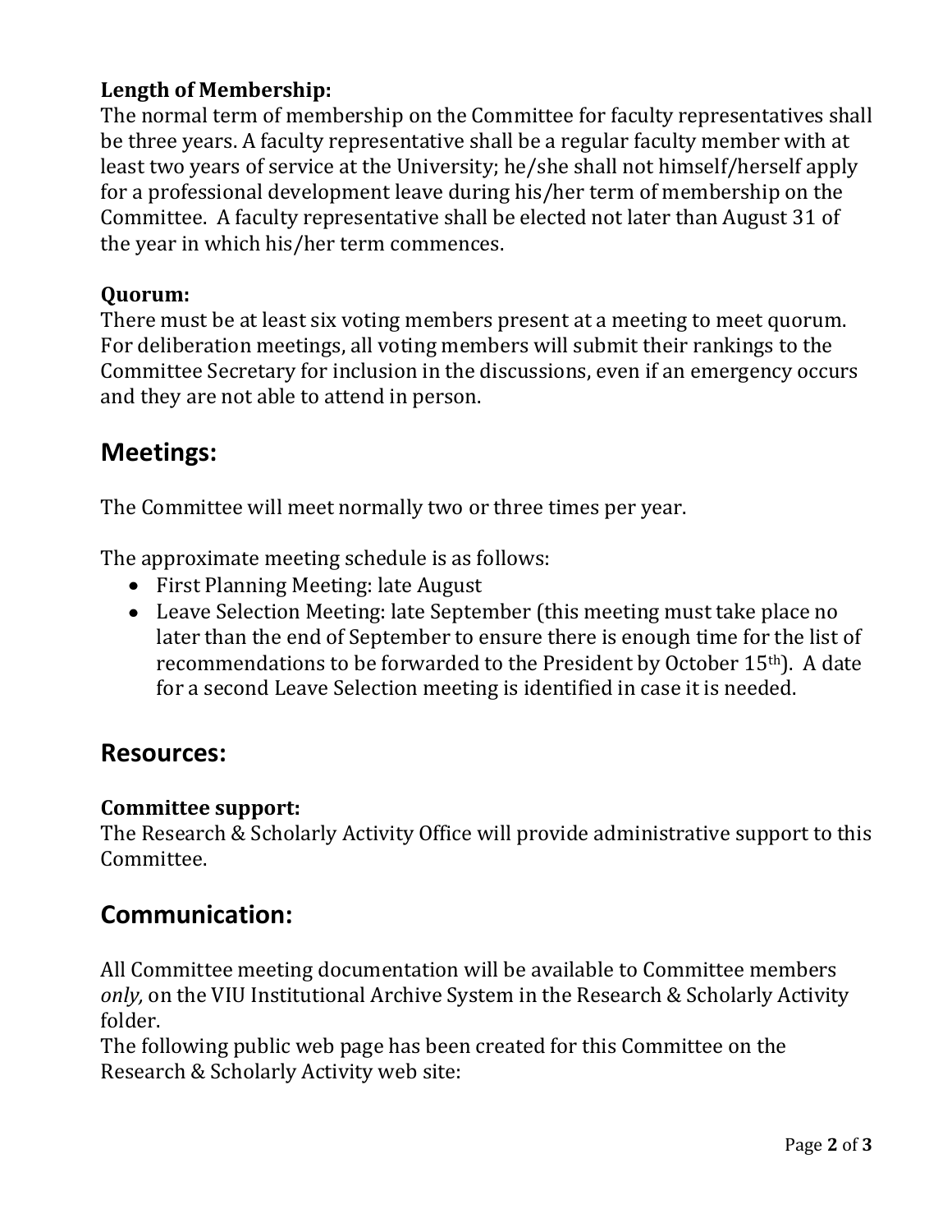**Length of Membership:**
The normal term of membership on the Committee for faculty representatives shall be three years. A faculty representative shall be a regular faculty member with at least two years of service at the University; he/she shall not himself/herself apply for a professional development leave during his/her term of membership on the Committee. A faculty representative shall be elected not later than August 31 of the year in which his/her term commences.

**Quorum:**
There must be at least six voting members present at a meeting to meet quorum. For deliberation meetings, all voting members will submit their rankings to the Committee Secretary for inclusion in the discussions, even if an emergency occurs and they are not able to attend in person.

## Meetings:

The Committee will meet normally two or three times per year.

The approximate meeting schedule is as follows:

- First Planning Meeting: late August
- Leave Selection Meeting: late September (this meeting must take place no later than the end of September to ensure there is enough time for the list of recommendations to be forwarded to the President by October 15th). A date for a second Leave Selection meeting is identified in case it is needed.

## Resources:

**Committee support:**
The Research & Scholarly Activity Office will provide administrative support to this Committee.

## Communication:

All Committee meeting documentation will be available to Committee members *only,* on the VIU Institutional Archive System in the Research & Scholarly Activity folder.
The following public web page has been created for this Committee on the Research & Scholarly Activity web site: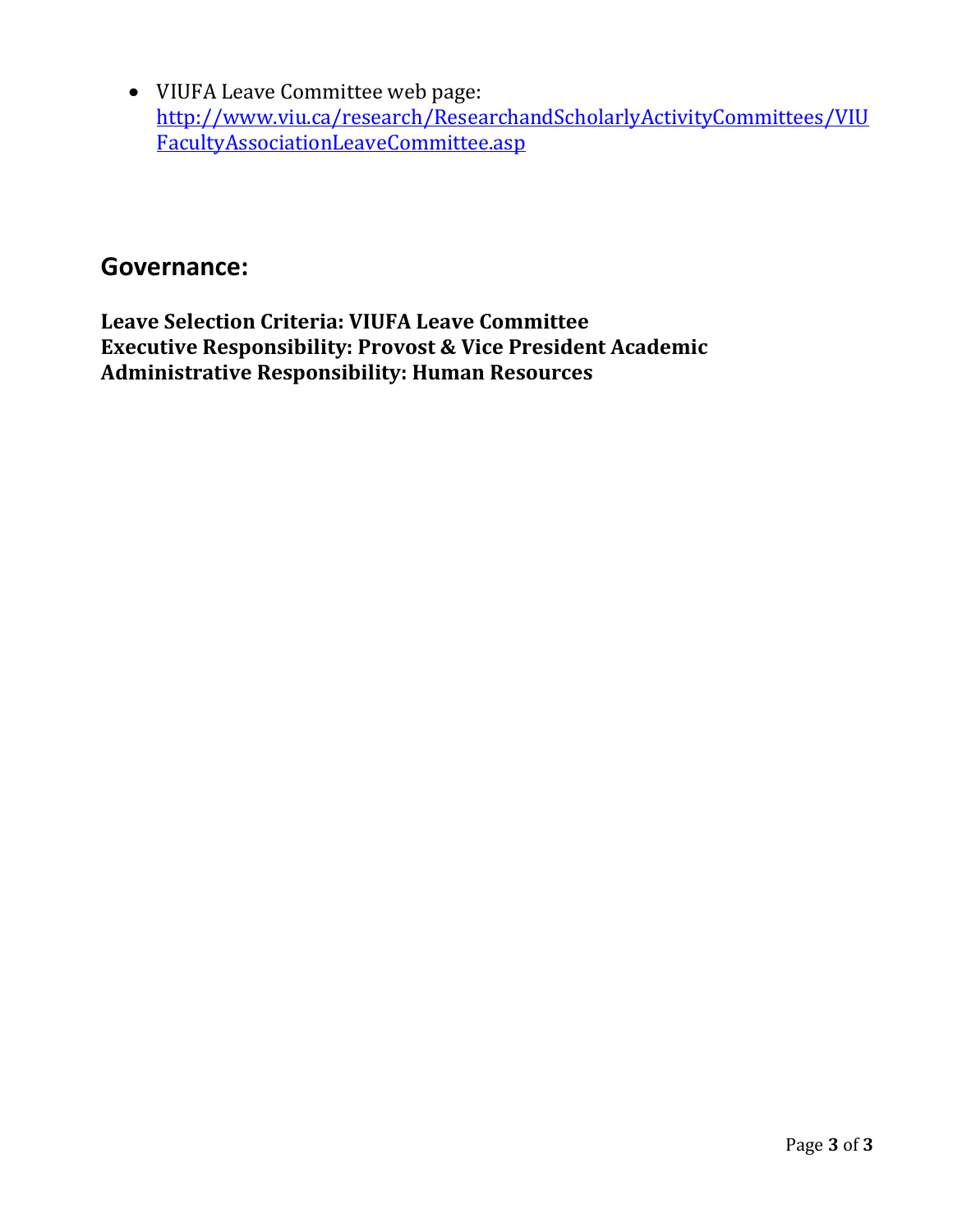- VIUFA Leave Committee web page: http://www.viu.ca/research/ResearchandScholarlyActivityCommittees/VIUFacultyAssociationLeaveCommittee.asp

## Governance:

**Leave Selection Criteria: VIUFA Leave Committee**
**Executive Responsibility: Provost & Vice President Academic**
**Administrative Responsibility: Human Resources**